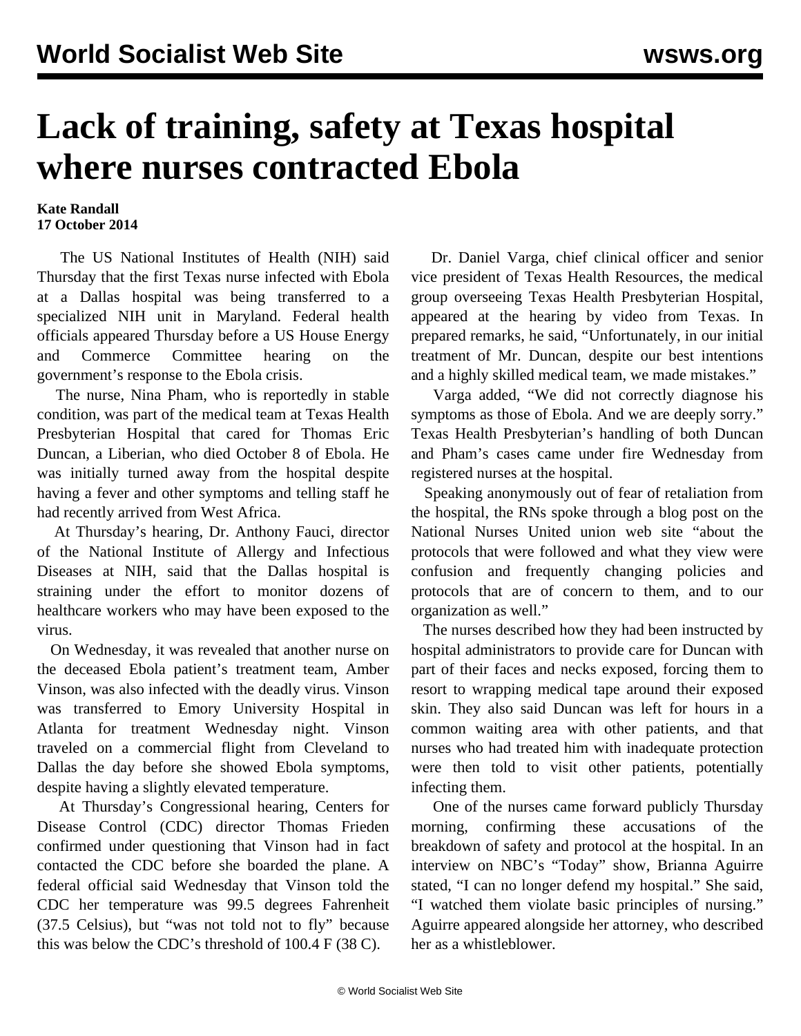# Lack of training, safety at Texas hospital where nurses contracted Ebola

**Kate Randall**
**17 October 2014**

The US National Institutes of Health (NIH) said Thursday that the first Texas nurse infected with Ebola at a Dallas hospital was being transferred to a specialized NIH unit in Maryland. Federal health officials appeared Thursday before a US House Energy and Commerce Committee hearing on the government's response to the Ebola crisis.

The nurse, Nina Pham, who is reportedly in stable condition, was part of the medical team at Texas Health Presbyterian Hospital that cared for Thomas Eric Duncan, a Liberian, who died October 8 of Ebola. He was initially turned away from the hospital despite having a fever and other symptoms and telling staff he had recently arrived from West Africa.

At Thursday's hearing, Dr. Anthony Fauci, director of the National Institute of Allergy and Infectious Diseases at NIH, said that the Dallas hospital is straining under the effort to monitor dozens of healthcare workers who may have been exposed to the virus.

On Wednesday, it was revealed that another nurse on the deceased Ebola patient's treatment team, Amber Vinson, was also infected with the deadly virus. Vinson was transferred to Emory University Hospital in Atlanta for treatment Wednesday night. Vinson traveled on a commercial flight from Cleveland to Dallas the day before she showed Ebola symptoms, despite having a slightly elevated temperature.

At Thursday's Congressional hearing, Centers for Disease Control (CDC) director Thomas Frieden confirmed under questioning that Vinson had in fact contacted the CDC before she boarded the plane. A federal official said Wednesday that Vinson told the CDC her temperature was 99.5 degrees Fahrenheit (37.5 Celsius), but "was not told not to fly" because this was below the CDC's threshold of 100.4 F (38 C).

Dr. Daniel Varga, chief clinical officer and senior vice president of Texas Health Resources, the medical group overseeing Texas Health Presbyterian Hospital, appeared at the hearing by video from Texas. In prepared remarks, he said, "Unfortunately, in our initial treatment of Mr. Duncan, despite our best intentions and a highly skilled medical team, we made mistakes."

Varga added, "We did not correctly diagnose his symptoms as those of Ebola. And we are deeply sorry." Texas Health Presbyterian's handling of both Duncan and Pham's cases came under fire Wednesday from registered nurses at the hospital.

Speaking anonymously out of fear of retaliation from the hospital, the RNs spoke through a blog post on the National Nurses United union web site "about the protocols that were followed and what they view were confusion and frequently changing policies and protocols that are of concern to them, and to our organization as well."

The nurses described how they had been instructed by hospital administrators to provide care for Duncan with part of their faces and necks exposed, forcing them to resort to wrapping medical tape around their exposed skin. They also said Duncan was left for hours in a common waiting area with other patients, and that nurses who had treated him with inadequate protection were then told to visit other patients, potentially infecting them.

One of the nurses came forward publicly Thursday morning, confirming these accusations of the breakdown of safety and protocol at the hospital. In an interview on NBC's "Today" show, Brianna Aguirre stated, "I can no longer defend my hospital." She said, "I watched them violate basic principles of nursing." Aguirre appeared alongside her attorney, who described her as a whistleblower.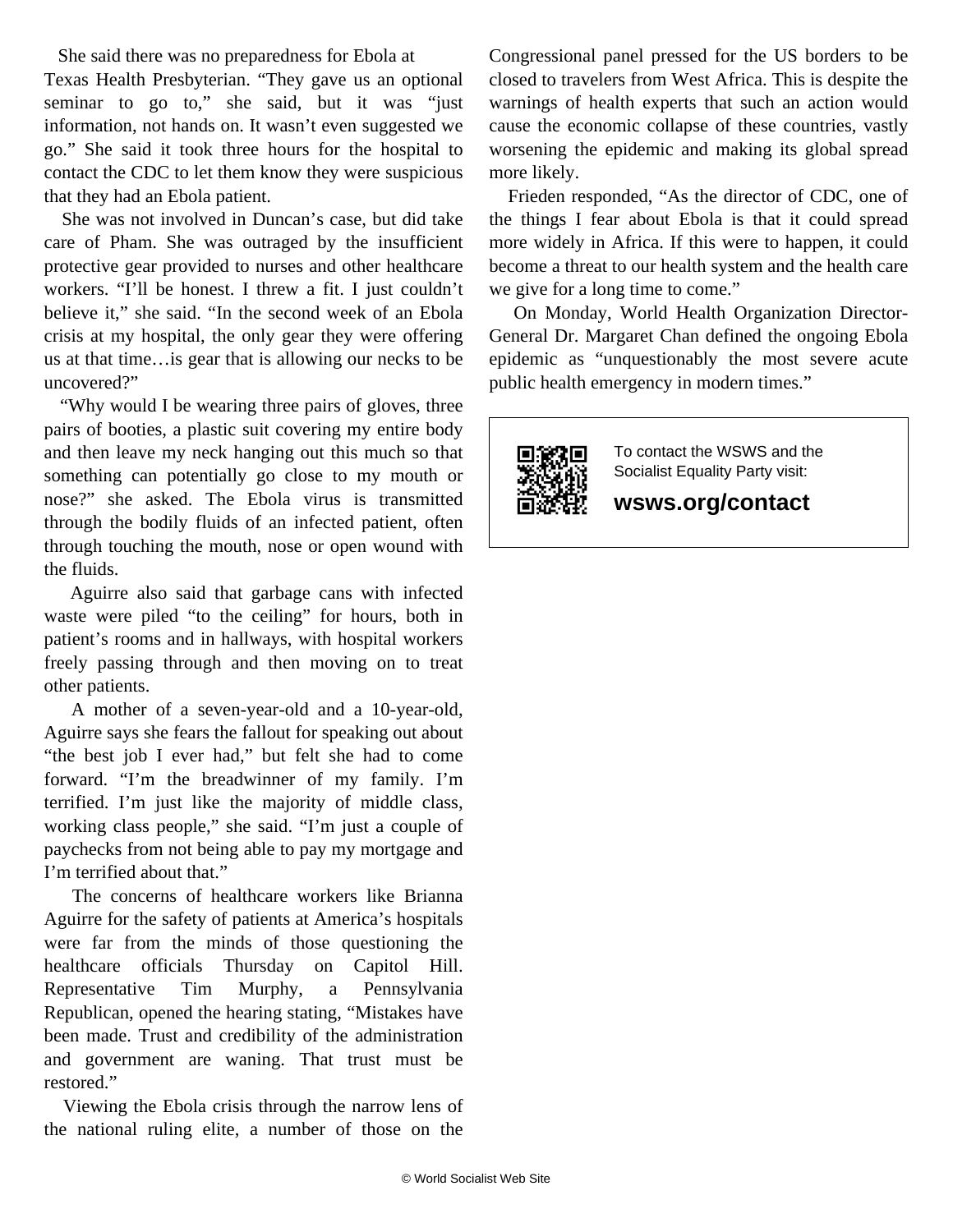She said there was no preparedness for Ebola at Texas Health Presbyterian. "They gave us an optional seminar to go to," she said, but it was "just information, not hands on. It wasn't even suggested we go." She said it took three hours for the hospital to contact the CDC to let them know they were suspicious that they had an Ebola patient.

She was not involved in Duncan's case, but did take care of Pham. She was outraged by the insufficient protective gear provided to nurses and other healthcare workers. "I'll be honest. I threw a fit. I just couldn't believe it," she said. "In the second week of an Ebola crisis at my hospital, the only gear they were offering us at that time…is gear that is allowing our necks to be uncovered?"

"Why would I be wearing three pairs of gloves, three pairs of booties, a plastic suit covering my entire body and then leave my neck hanging out this much so that something can potentially go close to my mouth or nose?" she asked. The Ebola virus is transmitted through the bodily fluids of an infected patient, often through touching the mouth, nose or open wound with the fluids.

Aguirre also said that garbage cans with infected waste were piled "to the ceiling" for hours, both in patient's rooms and in hallways, with hospital workers freely passing through and then moving on to treat other patients.

A mother of a seven-year-old and a 10-year-old, Aguirre says she fears the fallout for speaking out about "the best job I ever had," but felt she had to come forward. "I'm the breadwinner of my family. I'm terrified. I'm just like the majority of middle class, working class people," she said. "I'm just a couple of paychecks from not being able to pay my mortgage and I'm terrified about that."

The concerns of healthcare workers like Brianna Aguirre for the safety of patients at America's hospitals were far from the minds of those questioning the healthcare officials Thursday on Capitol Hill. Representative Tim Murphy, a Pennsylvania Republican, opened the hearing stating, "Mistakes have been made. Trust and credibility of the administration and government are waning. That trust must be restored."

Viewing the Ebola crisis through the narrow lens of the national ruling elite, a number of those on the Congressional panel pressed for the US borders to be closed to travelers from West Africa. This is despite the warnings of health experts that such an action would cause the economic collapse of these countries, vastly worsening the epidemic and making its global spread more likely.

Frieden responded, "As the director of CDC, one of the things I fear about Ebola is that it could spread more widely in Africa. If this were to happen, it could become a threat to our health system and the health care we give for a long time to come."

On Monday, World Health Organization Director-General Dr. Margaret Chan defined the ongoing Ebola epidemic as "unquestionably the most severe acute public health emergency in modern times."

To contact the WSWS and the Socialist Equality Party visit:

**wsws.org/contact**